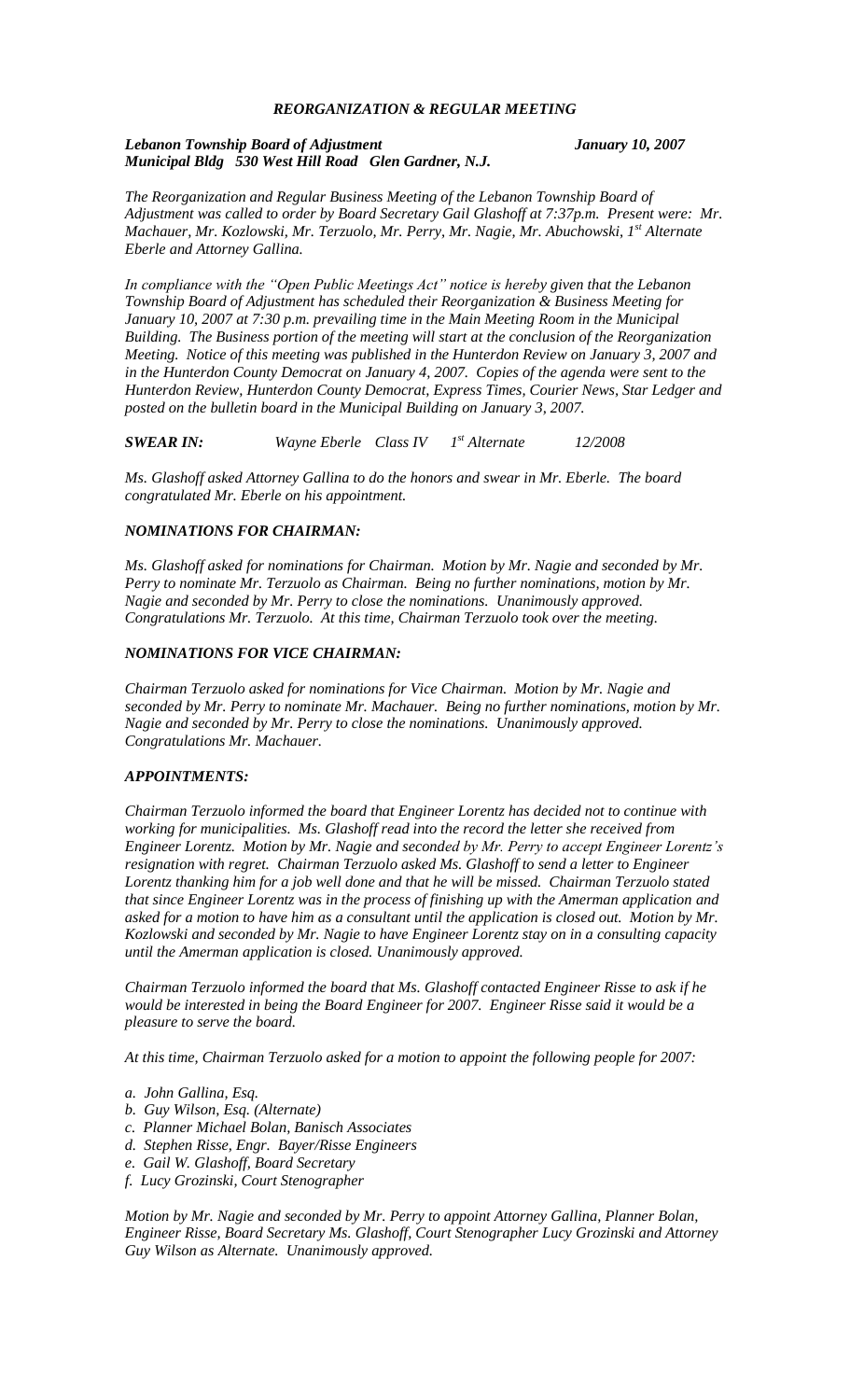# *REORGANIZATION & REGULAR MEETING*

*Lebanon Township Board of Adjustment* *January 10, 2007*
*Municipal Bldg 530 West Hill Road Glen Gardner, N.J.*

*The Reorganization and Regular Business Meeting of the Lebanon Township Board of Adjustment was called to order by Board Secretary Gail Glashoff at 7:37p.m. Present were: Mr. Machauer, Mr. Kozlowski, Mr. Terzuolo, Mr. Perry, Mr. Nagie, Mr. Abuchowski, 1st Alternate Eberle and Attorney Gallina.*

*In compliance with the "Open Public Meetings Act" notice is hereby given that the Lebanon Township Board of Adjustment has scheduled their Reorganization & Business Meeting for January 10, 2007 at 7:30 p.m. prevailing time in the Main Meeting Room in the Municipal Building. The Business portion of the meeting will start at the conclusion of the Reorganization Meeting. Notice of this meeting was published in the Hunterdon Review on January 3, 2007 and in the Hunterdon County Democrat on January 4, 2007. Copies of the agenda were sent to the Hunterdon Review, Hunterdon County Democrat, Express Times, Courier News, Star Ledger and posted on the bulletin board in the Municipal Building on January 3, 2007.*

***SWEAR IN:*** *Wayne Eberle Class IV 1st Alternate 12/2008*

*Ms. Glashoff asked Attorney Gallina to do the honors and swear in Mr. Eberle. The board congratulated Mr. Eberle on his appointment.*

### *NOMINATIONS FOR CHAIRMAN:*

*Ms. Glashoff asked for nominations for Chairman. Motion by Mr. Nagie and seconded by Mr. Perry to nominate Mr. Terzuolo as Chairman. Being no further nominations, motion by Mr. Nagie and seconded by Mr. Perry to close the nominations. Unanimously approved. Congratulations Mr. Terzuolo. At this time, Chairman Terzuolo took over the meeting.*

### *NOMINATIONS FOR VICE CHAIRMAN:*

*Chairman Terzuolo asked for nominations for Vice Chairman. Motion by Mr. Nagie and seconded by Mr. Perry to nominate Mr. Machauer. Being no further nominations, motion by Mr. Nagie and seconded by Mr. Perry to close the nominations. Unanimously approved. Congratulations Mr. Machauer.*

### *APPOINTMENTS:*

*Chairman Terzuolo informed the board that Engineer Lorentz has decided not to continue with working for municipalities. Ms. Glashoff read into the record the letter she received from Engineer Lorentz. Motion by Mr. Nagie and seconded by Mr. Perry to accept Engineer Lorentz's resignation with regret. Chairman Terzuolo asked Ms. Glashoff to send a letter to Engineer Lorentz thanking him for a job well done and that he will be missed. Chairman Terzuolo stated that since Engineer Lorentz was in the process of finishing up with the Amerman application and asked for a motion to have him as a consultant until the application is closed out. Motion by Mr. Kozlowski and seconded by Mr. Nagie to have Engineer Lorentz stay on in a consulting capacity until the Amerman application is closed. Unanimously approved.*

*Chairman Terzuolo informed the board that Ms. Glashoff contacted Engineer Risse to ask if he would be interested in being the Board Engineer for 2007. Engineer Risse said it would be a pleasure to serve the board.*

*At this time, Chairman Terzuolo asked for a motion to appoint the following people for 2007:*

- *a. John Gallina, Esq.*
- *b. Guy Wilson, Esq. (Alternate)*
- *c. Planner Michael Bolan, Banisch Associates*
- *d. Stephen Risse, Engr. Bayer/Risse Engineers*
- *e. Gail W. Glashoff, Board Secretary*
- *f. Lucy Grozinski, Court Stenographer*

*Motion by Mr. Nagie and seconded by Mr. Perry to appoint Attorney Gallina, Planner Bolan, Engineer Risse, Board Secretary Ms. Glashoff, Court Stenographer Lucy Grozinski and Attorney Guy Wilson as Alternate. Unanimously approved.*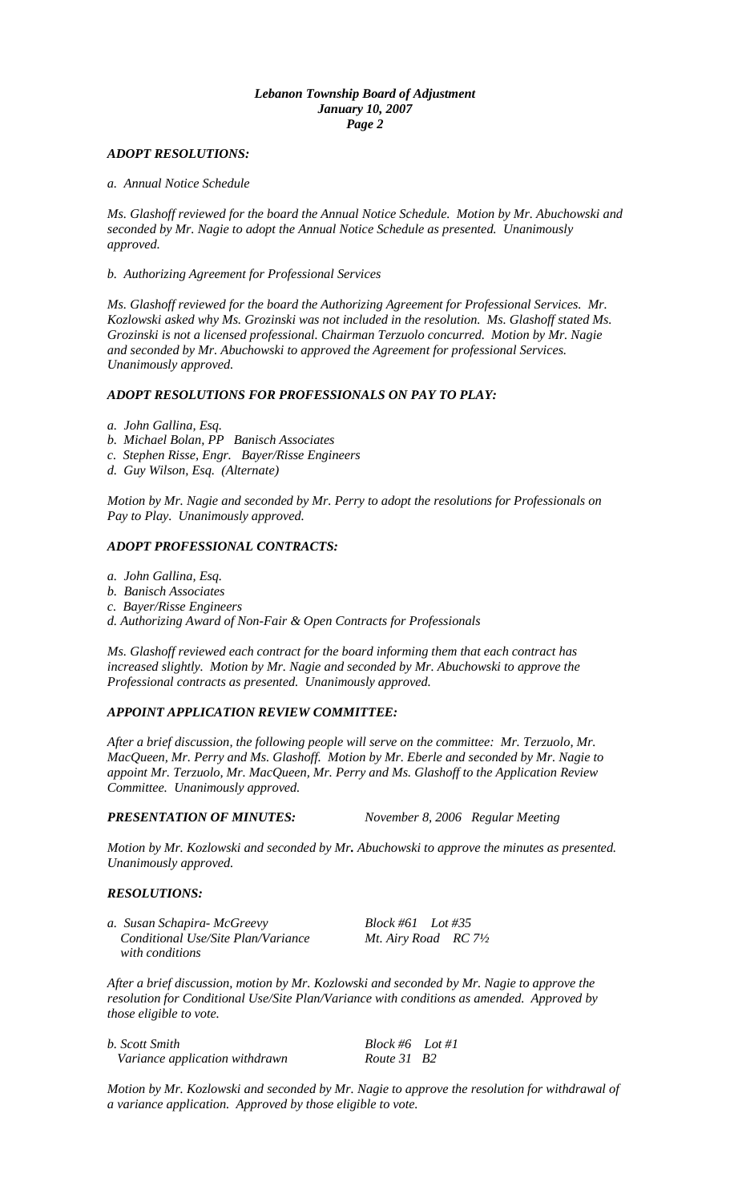*ADOPT RESOLUTIONS:*

*a. Annual Notice Schedule*

*Ms. Glashoff reviewed for the board the Annual Notice Schedule. Motion by Mr. Abuchowski and seconded by Mr. Nagie to adopt the Annual Notice Schedule as presented. Unanimously approved.*

*b. Authorizing Agreement for Professional Services*

*Ms. Glashoff reviewed for the board the Authorizing Agreement for Professional Services. Mr. Kozlowski asked why Ms. Grozinski was not included in the resolution. Ms. Glashoff stated Ms. Grozinski is not a licensed professional. Chairman Terzuolo concurred. Motion by Mr. Nagie and seconded by Mr. Abuchowski to approved the Agreement for professional Services. Unanimously approved.*

***ADOPT RESOLUTIONS FOR PROFESSIONALS ON PAY TO PLAY:***

*a. John Gallina, Esq.*
*b. Michael Bolan, PP Banisch Associates*
*c. Stephen Risse, Engr. Bayer/Risse Engineers*
*d. Guy Wilson, Esq. (Alternate)*

*Motion by Mr. Nagie and seconded by Mr. Perry to adopt the resolutions for Professionals on Pay to Play. Unanimously approved.*

***ADOPT PROFESSIONAL CONTRACTS:***

*a. John Gallina, Esq.*
*b. Banisch Associates*
*c. Bayer/Risse Engineers*
*d. Authorizing Award of Non-Fair & Open Contracts for Professionals*

*Ms. Glashoff reviewed each contract for the board informing them that each contract has increased slightly. Motion by Mr. Nagie and seconded by Mr. Abuchowski to approve the Professional contracts as presented. Unanimously approved.*

***APPOINT APPLICATION REVIEW COMMITTEE:***

*After a brief discussion, the following people will serve on the committee: Mr. Terzuolo, Mr. MacQueen, Mr. Perry and Ms. Glashoff. Motion by Mr. Eberle and seconded by Mr. Nagie to appoint Mr. Terzuolo, Mr. MacQueen, Mr. Perry and Ms. Glashoff to the Application Review Committee. Unanimously approved.*

***PRESENTATION OF MINUTES:*** *November 8, 2006 Regular Meeting*

*Motion by Mr. Kozlowski and seconded by Mr. Abuchowski to approve the minutes as presented. Unanimously approved.*

***RESOLUTIONS:***

*a. Susan Schapira- McGreevy* *Block #61 Lot #35*
*Conditional Use/Site Plan/Variance* *Mt. Airy Road RC 7½*
*with conditions*

*After a brief discussion, motion by Mr. Kozlowski and seconded by Mr. Nagie to approve the resolution for Conditional Use/Site Plan/Variance with conditions as amended. Approved by those eligible to vote.*

*b. Scott Smith* *Block #6 Lot #1*
*Variance application withdrawn* *Route 31 B2*

*Motion by Mr. Kozlowski and seconded by Mr. Nagie to approve the resolution for withdrawal of a variance application. Approved by those eligible to vote.*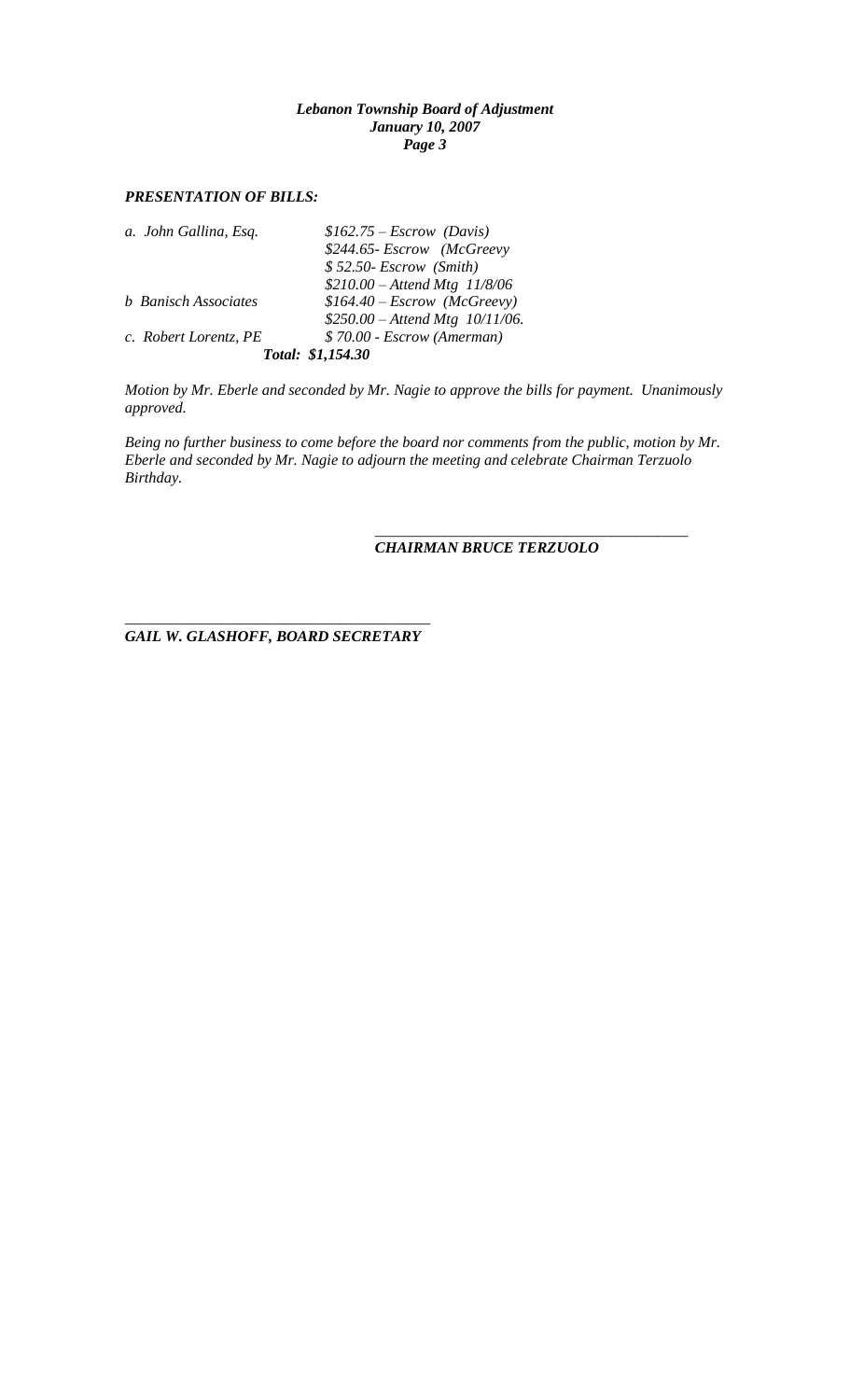***PRESENTATION OF BILLS:***

| | |
|---|---|
| *a. John Gallina, Esq.* | *$162.75 – Escrow (Davis)* |
| | *$244.65- Escrow (McGreevy* |
| | *$ 52.50- Escrow (Smith)* |
| | *$210.00 – Attend Mtg 11/8/06* |
| *b Banisch Associates* | *$164.40 – Escrow (McGreevy)* |
| | *$250.00 – Attend Mtg 10/11/06.* |
| *c. Robert Lorentz, PE* | *$ 70.00 - Escrow (Amerman)* |
| ***Total: $1,154.30*** | |

*Motion by Mr. Eberle and seconded by Mr. Nagie to approve the bills for payment. Unanimously approved.*

*Being no further business to come before the board nor comments from the public, motion by Mr. Eberle and seconded by Mr. Nagie to adjourn the meeting and celebrate Chairman Terzuolo Birthday.*

\_\_\_\_\_\_\_\_\_\_\_\_\_\_\_\_\_\_\_\_\_\_\_\_\_\_\_\_\_\_\_\_\_\_\_\_\_\_\_\_
***CHAIRMAN BRUCE TERZUOLO***

\_\_\_\_\_\_\_\_\_\_\_\_\_\_\_\_\_\_\_\_\_\_\_\_\_\_\_\_\_\_\_\_\_\_\_\_\_\_\_\_
***GAIL W. GLASHOFF, BOARD SECRETARY***